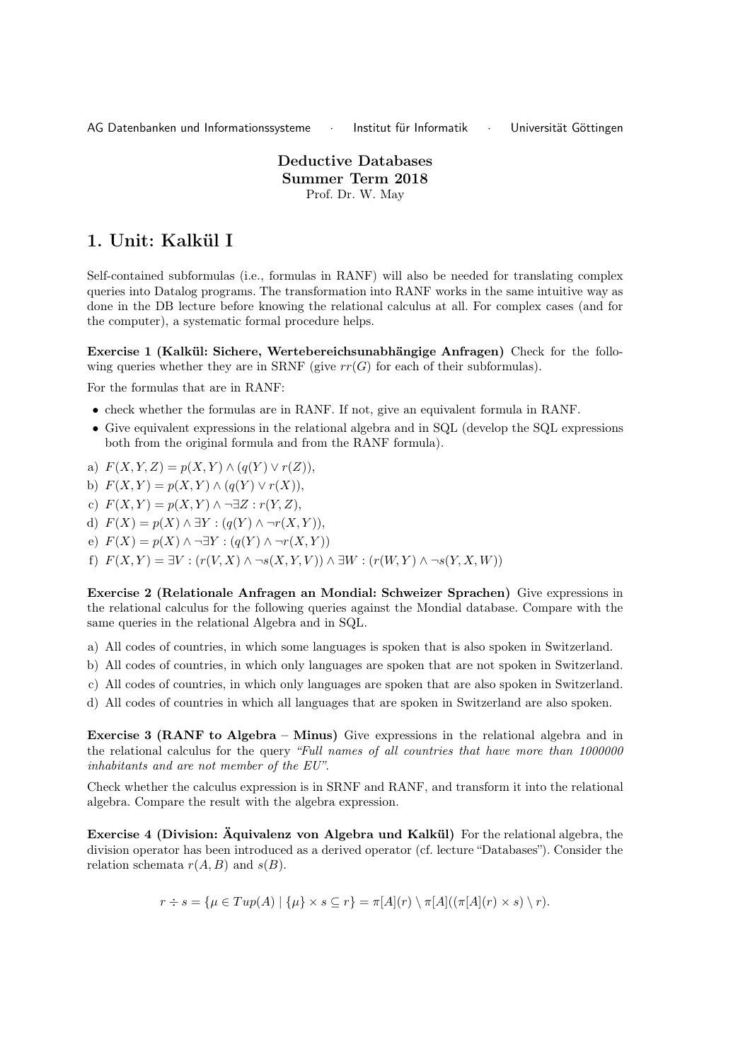AG Datenbanken und Informationssysteme · Institut für Informatik · Universität Göttingen

**Deductive Databases**
**Summer Term 2018**
Prof. Dr. W. May

# 1. Unit: Kalkül I

Self-contained subformulas (i.e., formulas in RANF) will also be needed for translating complex queries into Datalog programs. The transformation into RANF works in the same intuitive way as done in the DB lecture before knowing the relational calculus at all. For complex cases (and for the computer), a systematic formal procedure helps.

**Exercise 1 (Kalkül: Sichere, Wertebereichsunabhängige Anfragen)** Check for the following queries whether they are in SRNF (give $rr(G)$ for each of their subformulas).

For the formulas that are in RANF:

- check whether the formulas are in RANF. If not, give an equivalent formula in RANF.
- Give equivalent expressions in the relational algebra and in SQL (develop the SQL expressions both from the original formula and from the RANF formula).

a) $F(X, Y, Z) = p(X, Y) \wedge (q(Y) \vee r(Z))$,

b) $F(X, Y) = p(X, Y) \wedge (q(Y) \vee r(X))$,

c) $F(X, Y) = p(X, Y) \wedge \neg\exists Z : r(Y, Z)$,

d) $F(X) = p(X) \wedge \exists Y : (q(Y) \wedge \neg r(X, Y))$,

e) $F(X) = p(X) \wedge \neg\exists Y : (q(Y) \wedge \neg r(X, Y))$

f) $F(X, Y) = \exists V : (r(V, X) \wedge \neg s(X, Y, V)) \wedge \exists W : (r(W, Y) \wedge \neg s(Y, X, W))$

**Exercise 2 (Relationale Anfragen an Mondial: Schweizer Sprachen)** Give expressions in the relational calculus for the following queries against the Mondial database. Compare with the same queries in the relational Algebra and in SQL.

a) All codes of countries, in which some languages is spoken that is also spoken in Switzerland.

b) All codes of countries, in which only languages are spoken that are not spoken in Switzerland.

c) All codes of countries, in which only languages are spoken that are also spoken in Switzerland.

d) All codes of countries in which all languages that are spoken in Switzerland are also spoken.

**Exercise 3 (RANF to Algebra – Minus)** Give expressions in the relational algebra and in the relational calculus for the query *"Full names of all countries that have more than 1000000 inhabitants and are not member of the EU"*.

Check whether the calculus expression is in SRNF and RANF, and transform it into the relational algebra. Compare the result with the algebra expression.

**Exercise 4 (Division: Äquivalenz von Algebra und Kalkül)** For the relational algebra, the division operator has been introduced as a derived operator (cf. lecture "Databases"). Consider the relation schemata $r(A, B)$ and $s(B)$.

$$r \div s = \{\mu \in Tup(A) \mid \{\mu\} \times s \subseteq r\} = \pi[A](r) \setminus \pi[A]((\pi[A](r) \times s) \setminus r).$$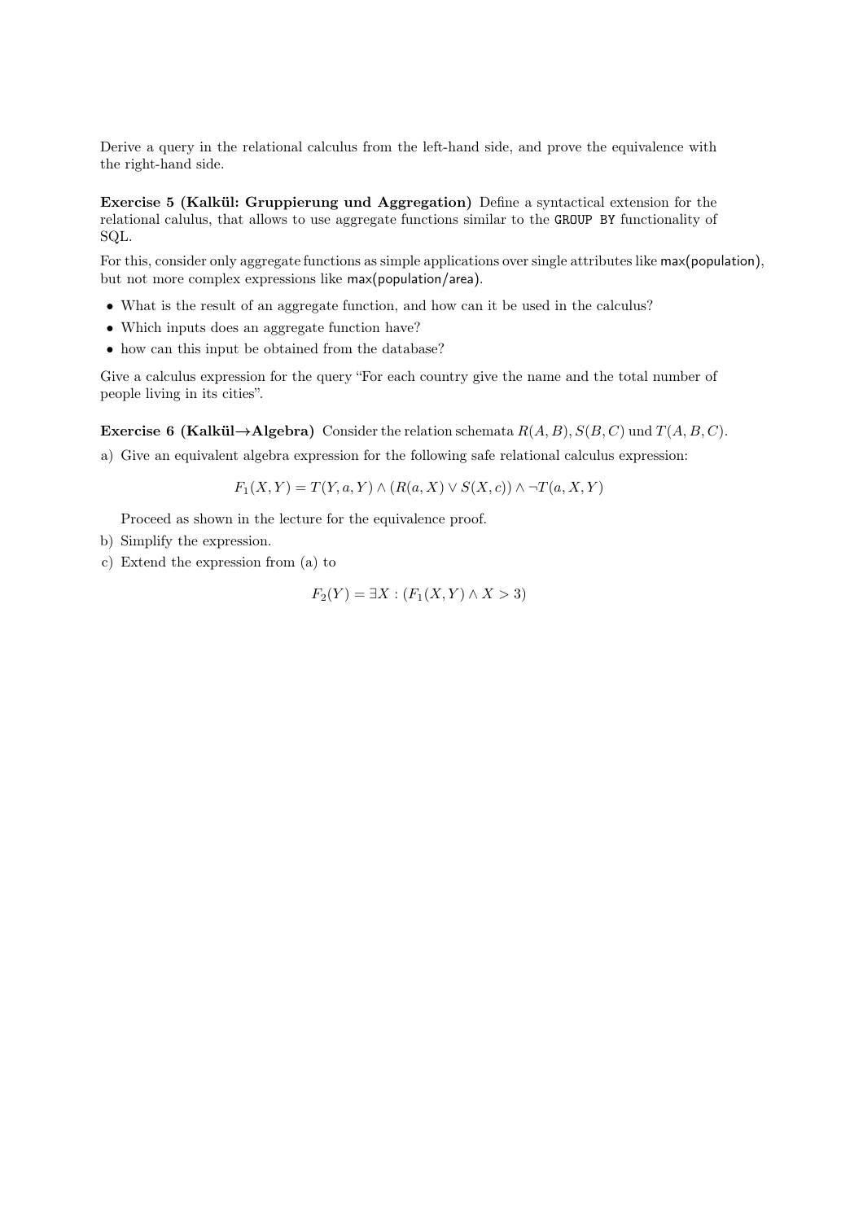Derive a query in the relational calculus from the left-hand side, and prove the equivalence with the right-hand side.

**Exercise 5 (Kalkül: Gruppierung und Aggregation)** Define a syntactical extension for the relational calulus, that allows to use aggregate functions similar to the `GROUP BY` functionality of SQL.

For this, consider only aggregate functions as simple applications over single attributes like max(population), but not more complex expressions like max(population/area).

- What is the result of an aggregate function, and how can it be used in the calculus?
- Which inputs does an aggregate function have?
- how can this input be obtained from the database?

Give a calculus expression for the query "For each country give the name and the total number of people living in its cities".

**Exercise 6 (Kalkül→Algebra)** Consider the relation schemata $R(A, B)$, $S(B, C)$ und $T(A, B, C)$.

a) Give an equivalent algebra expression for the following safe relational calculus expression:

$$F_1(X, Y) = T(Y, a, Y) \land (R(a, X) \lor S(X, c)) \land \neg T(a, X, Y)$$

Proceed as shown in the lecture for the equivalence proof.

b) Simplify the expression.

c) Extend the expression from (a) to

$$F_2(Y) = \exists X : (F_1(X, Y) \land X > 3)$$